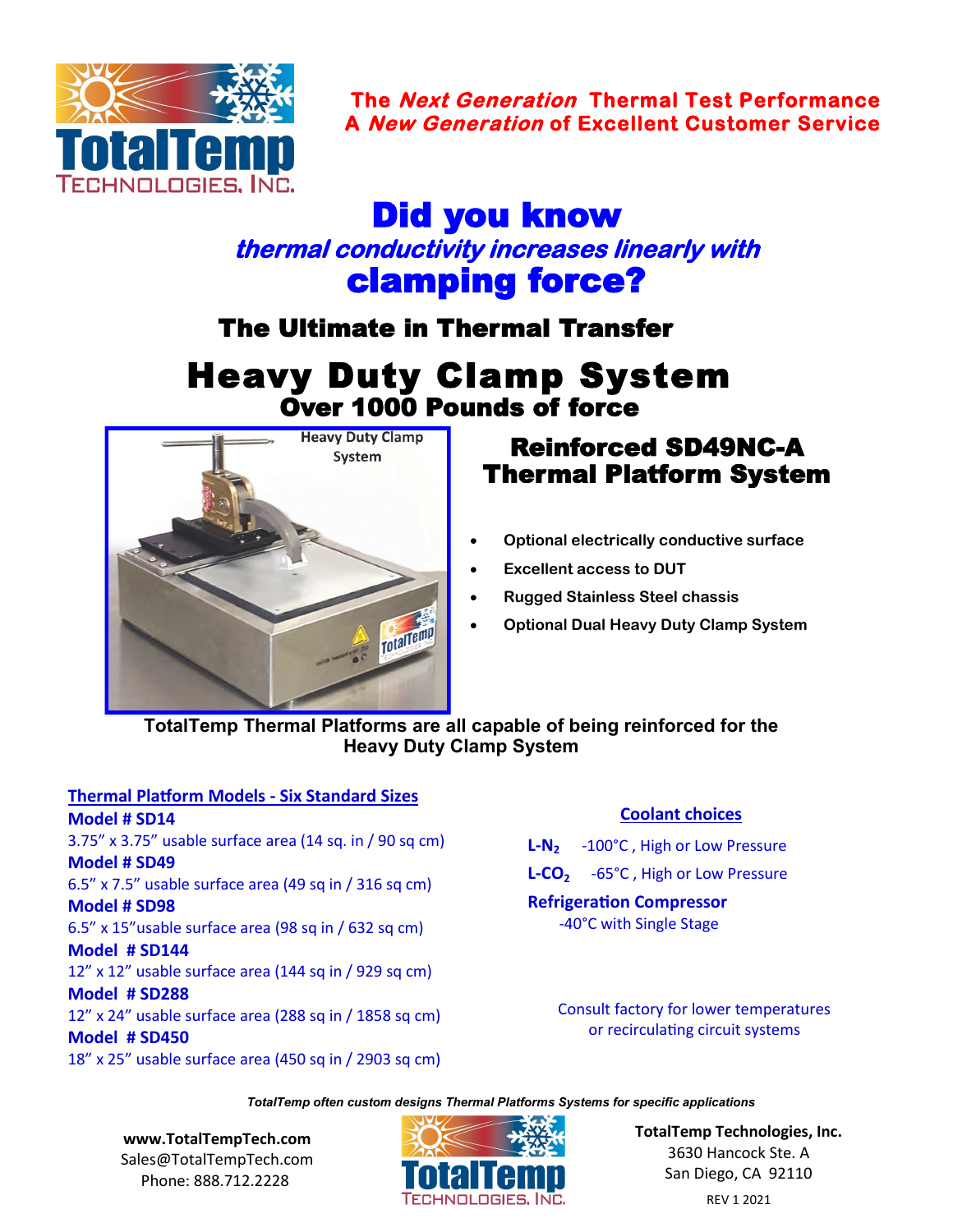**The *Next Generation* Thermal Test Performance**
**A *New Generation* of Excellent Customer Service**

# Did you know

## *thermal conductivity increases linearly with* clamping force?

### The Ultimate in Thermal Transfer

# Heavy Duty Clamp System

## Over 1000 Pounds of force

Heavy Duty Clamp System

## Reinforced SD49NC-A Thermal Platform System

- **Optional electrically conductive surface**
- **Excellent access to DUT**
- **Rugged Stainless Steel chassis**
- **Optional Dual Heavy Duty Clamp System**

**TotalTemp Thermal Platforms are all capable of being reinforced for the Heavy Duty Clamp System**

**Thermal Platform Models - Six Standard Sizes**

**Model # SD14**
3.75” x 3.75” usable surface area (14 sq. in / 90 sq cm)

**Model # SD49**
6.5” x 7.5” usable surface area (49 sq in / 316 sq cm)

**Model # SD98**
6.5” x 15”usable surface area (98 sq in / 632 sq cm)

**Model # SD144**
12” x 12” usable surface area (144 sq in / 929 sq cm)

**Model # SD288**
12” x 24” usable surface area (288 sq in / 1858 sq cm)

**Model # SD450**
18” x 25” usable surface area (450 sq in / 2903 sq cm)

**Coolant choices**

**L-$N_2$** -100°C , High or Low Pressure

**L-$CO_2$** -65°C , High or Low Pressure

**Refrigeration Compressor**
-40°C with Single Stage

Consult factory for lower temperatures or recirculating circuit systems

*TotalTemp often custom designs Thermal Platforms Systems for specific applications*

**www.TotalTempTech.com**
Sales@TotalTempTech.com
Phone: 888.712.2228

**TotalTemp Technologies, Inc.**
3630 Hancock Ste. A
San Diego, CA 92110

REV 1 2021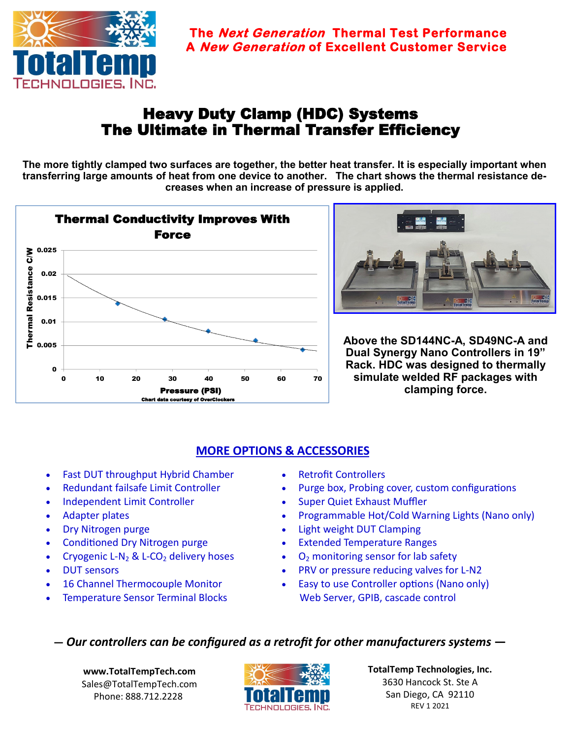The *Next Generation* Thermal Test Performance
A *New Generation* of Excellent Customer Service

# Heavy Duty Clamp (HDC) Systems
# The Ultimate in Thermal Transfer Efficiency

**The more tightly clamped two surfaces are together, the better heat transfer. It is especially important when transferring large amounts of heat from one device to another. The chart shows the thermal resistance decreases when an increase of pressure is applied.**

Thermal Conductivity Improves With Force

Thermal Resistance C/W

0.025
0.02
0.015
0.01
0.005
0

0 10 20 30 40 50 60 70

Pressure (PSI)

Chart data courtesy of OverClockers

**Above the SD144NC-A, SD49NC-A and Dual Synergy Nano Controllers in 19" Rack. HDC was designed to thermally simulate welded RF packages with clamping force.**

## MORE OPTIONS & ACCESSORIES

- Fast DUT throughput Hybrid Chamber
- Redundant failsafe Limit Controller
- Independent Limit Controller
- Adapter plates
- Dry Nitrogen purge
- Conditioned Dry Nitrogen purge
- Cryogenic L-$N_2$ & L-$CO_2$ delivery hoses
- DUT sensors
- 16 Channel Thermocouple Monitor
- Temperature Sensor Terminal Blocks
- Retrofit Controllers
- Purge box, Probing cover, custom configurations
- Super Quiet Exhaust Muffler
- Programmable Hot/Cold Warning Lights (Nano only)
- Light weight DUT Clamping
- Extended Temperature Ranges
- $O_2$ monitoring sensor for lab safety
- PRV or pressure reducing valves for L-N2
- Easy to use Controller options (Nano only) Web Server, GPIB, cascade control

*— Our controllers can be configured as a retrofit for other manufacturers systems —*

**www.TotalTempTech.com**
Sales@TotalTempTech.com
Phone: 888.712.2228

**TotalTemp Technologies, Inc.**
3630 Hancock St. Ste A
San Diego, CA 92110
REV 1 2021